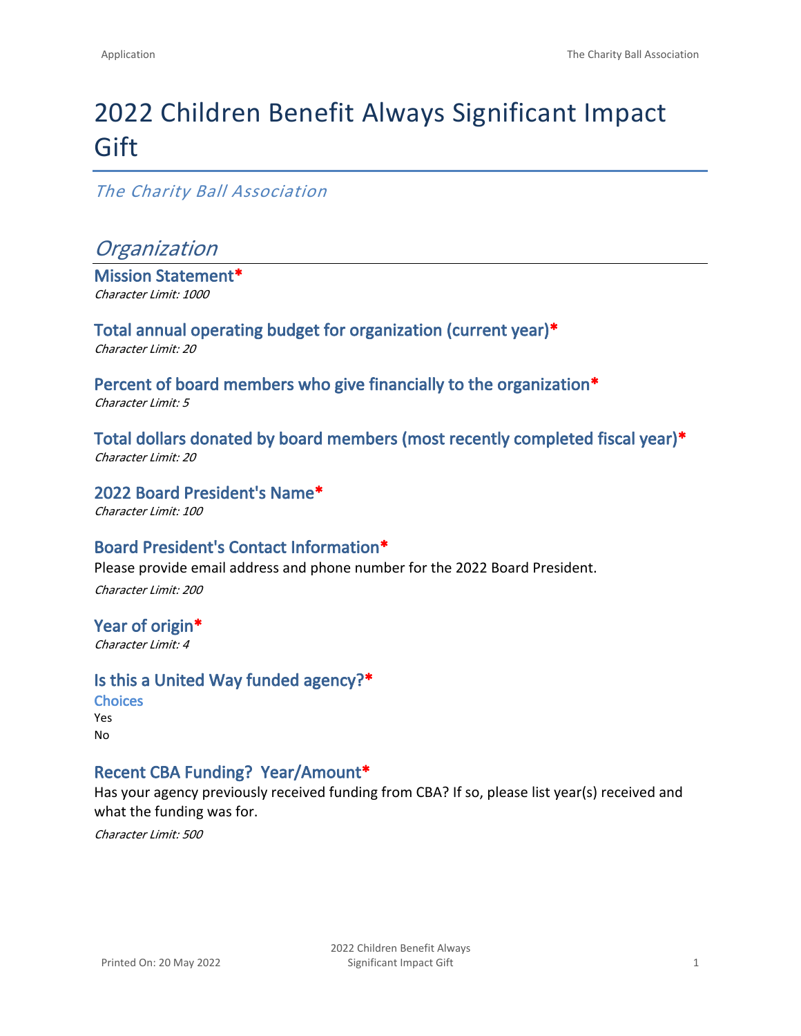# 2022 Children Benefit Always Significant Impact Gift

*The Charity Ball Association*

## *Organization*

### Mission Statement*
*Character Limit: 1000*

### Total annual operating budget for organization (current year)*
*Character Limit: 20*

### Percent of board members who give financially to the organization*
*Character Limit: 5*

### Total dollars donated by board members (most recently completed fiscal year)*
*Character Limit: 20*

### 2022 Board President's Name*
*Character Limit: 100*

### Board President's Contact Information*
Please provide email address and phone number for the 2022 Board President.

*Character Limit: 200*

### Year of origin*
*Character Limit: 4*

### Is this a United Way funded agency?*
**Choices**
Yes
No

### Recent CBA Funding? Year/Amount*
Has your agency previously received funding from CBA? If so, please list year(s) received and what the funding was for.

*Character Limit: 500*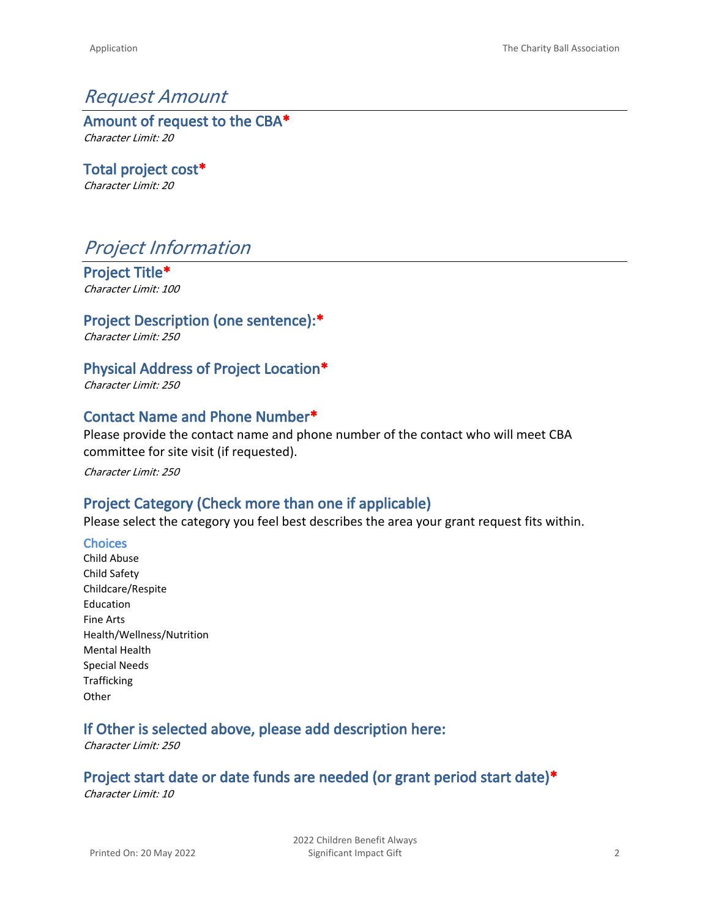# *Request Amount*

### Amount of request to the CBA*

*Character Limit: 20*

### Total project cost*

*Character Limit: 20*

# *Project Information*

### Project Title*

*Character Limit: 100*

### Project Description (one sentence):*

*Character Limit: 250*

### Physical Address of Project Location*

*Character Limit: 250*

### Contact Name and Phone Number*

Please provide the contact name and phone number of the contact who will meet CBA committee for site visit (if requested).

*Character Limit: 250*

### Project Category (Check more than one if applicable)

Please select the category you feel best describes the area your grant request fits within.

#### Choices

Child Abuse
Child Safety
Childcare/Respite
Education
Fine Arts
Health/Wellness/Nutrition
Mental Health
Special Needs
Trafficking
Other

### If Other is selected above, please add description here:

*Character Limit: 250*

### Project start date or date funds are needed (or grant period start date)*

*Character Limit: 10*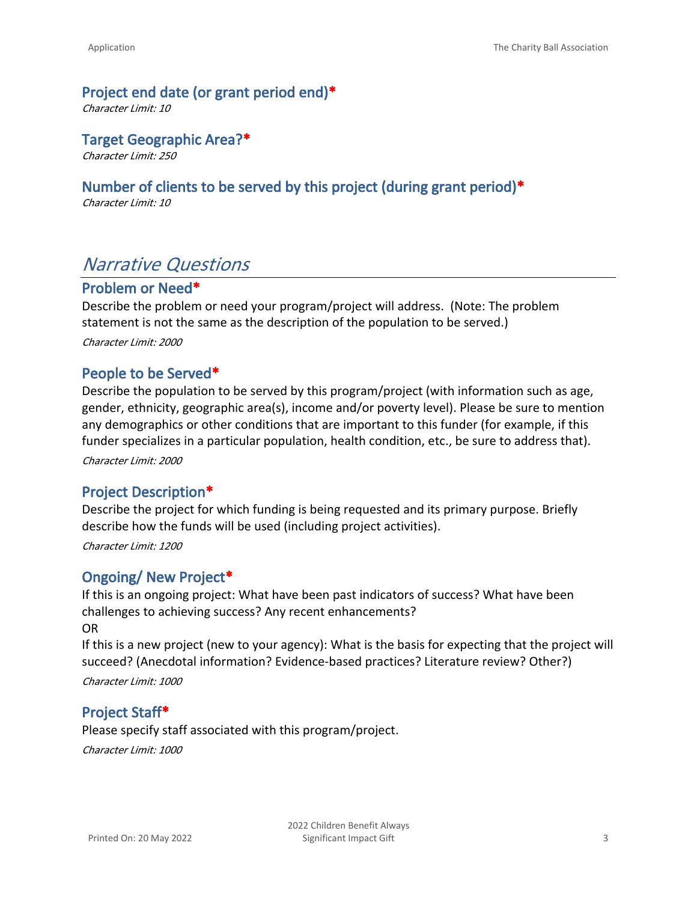### Project end date (or grant period end)*

*Character Limit: 10*

### Target Geographic Area?*

*Character Limit: 250*

### Number of clients to be served by this project (during grant period)*

*Character Limit: 10*

## *Narrative Questions*

### Problem or Need*

Describe the problem or need your program/project will address. (Note: The problem statement is not the same as the description of the population to be served.)

*Character Limit: 2000*

### People to be Served*

Describe the population to be served by this program/project (with information such as age, gender, ethnicity, geographic area(s), income and/or poverty level). Please be sure to mention any demographics or other conditions that are important to this funder (for example, if this funder specializes in a particular population, health condition, etc., be sure to address that).

*Character Limit: 2000*

### Project Description*

Describe the project for which funding is being requested and its primary purpose. Briefly describe how the funds will be used (including project activities).

*Character Limit: 1200*

### Ongoing/ New Project*

If this is an ongoing project: What have been past indicators of success? What have been challenges to achieving success? Any recent enhancements?

OR

If this is a new project (new to your agency): What is the basis for expecting that the project will succeed? (Anecdotal information? Evidence-based practices? Literature review? Other?)

*Character Limit: 1000*

### Project Staff*

Please specify staff associated with this program/project.

*Character Limit: 1000*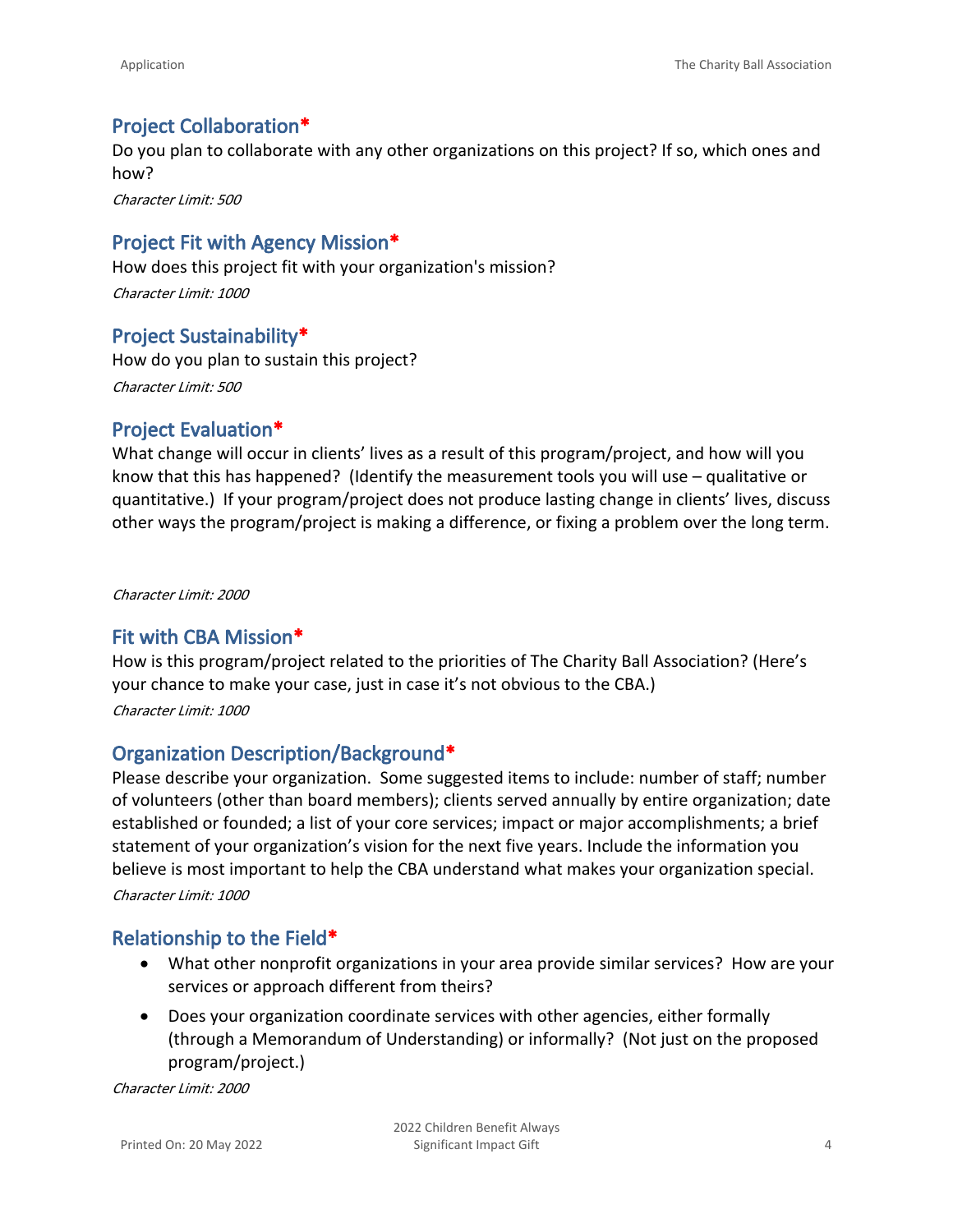## Project Collaboration*

Do you plan to collaborate with any other organizations on this project? If so, which ones and how?

*Character Limit: 500*

## Project Fit with Agency Mission*

How does this project fit with your organization's mission?

*Character Limit: 1000*

## Project Sustainability*

How do you plan to sustain this project?

*Character Limit: 500*

## Project Evaluation*

What change will occur in clients' lives as a result of this program/project, and how will you know that this has happened? (Identify the measurement tools you will use – qualitative or quantitative.) If your program/project does not produce lasting change in clients' lives, discuss other ways the program/project is making a difference, or fixing a problem over the long term.

*Character Limit: 2000*

## Fit with CBA Mission*

How is this program/project related to the priorities of The Charity Ball Association? (Here's your chance to make your case, just in case it's not obvious to the CBA.)

*Character Limit: 1000*

## Organization Description/Background*

Please describe your organization. Some suggested items to include: number of staff; number of volunteers (other than board members); clients served annually by entire organization; date established or founded; a list of your core services; impact or major accomplishments; a brief statement of your organization's vision for the next five years. Include the information you believe is most important to help the CBA understand what makes your organization special.

*Character Limit: 1000*

## Relationship to the Field*

- What other nonprofit organizations in your area provide similar services? How are your services or approach different from theirs?
- Does your organization coordinate services with other agencies, either formally (through a Memorandum of Understanding) or informally? (Not just on the proposed program/project.)

*Character Limit: 2000*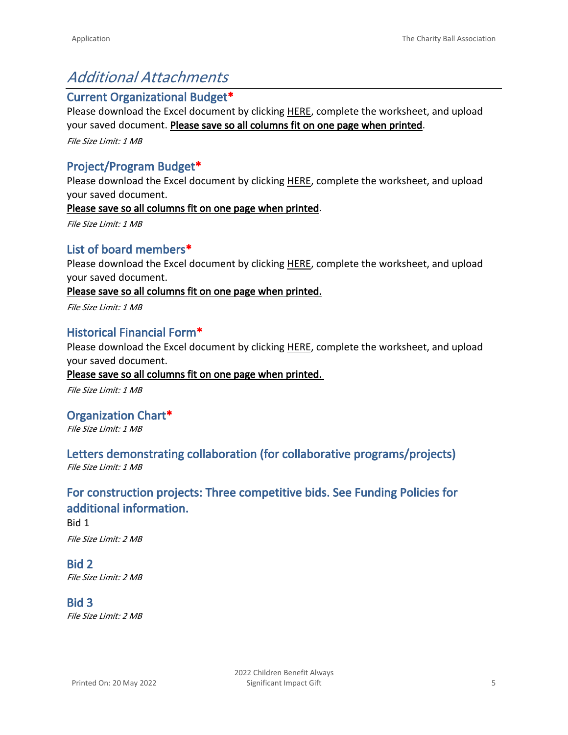# Additional Attachments

## Current Organizational Budget*

Please download the Excel document by clicking HERE, complete the worksheet, and upload your saved document. **Please save so all columns fit on one page when printed**.

*File Size Limit: 1 MB*

## Project/Program Budget*

Please download the Excel document by clicking HERE, complete the worksheet, and upload your saved document.

**Please save so all columns fit on one page when printed**.

*File Size Limit: 1 MB*

## List of board members*

Please download the Excel document by clicking HERE, complete the worksheet, and upload your saved document.

**Please save so all columns fit on one page when printed.**

*File Size Limit: 1 MB*

## Historical Financial Form*

Please download the Excel document by clicking HERE, complete the worksheet, and upload your saved document.

**Please save so all columns fit on one page when printed.**

*File Size Limit: 1 MB*

## Organization Chart*

*File Size Limit: 1 MB*

## Letters demonstrating collaboration (for collaborative programs/projects)

*File Size Limit: 1 MB*

## For construction projects: Three competitive bids. See Funding Policies for additional information.

Bid 1

*File Size Limit: 2 MB*

## Bid 2

*File Size Limit: 2 MB*

## Bid 3

*File Size Limit: 2 MB*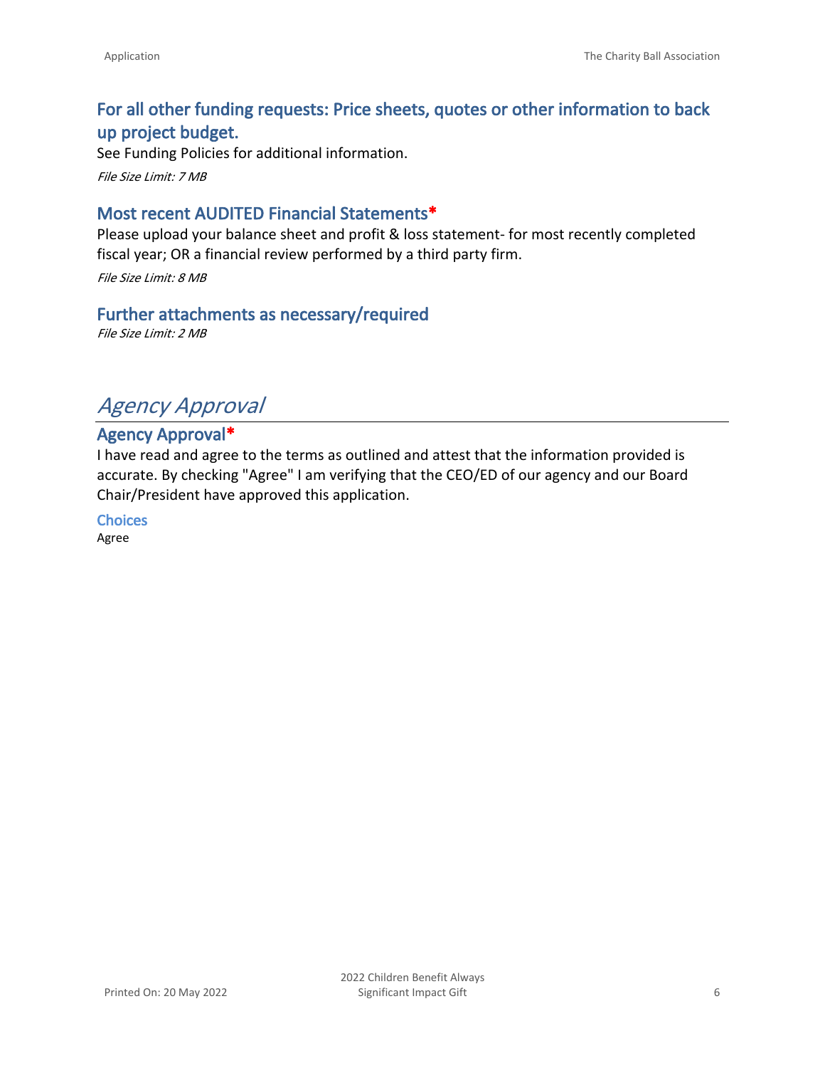### For all other funding requests: Price sheets, quotes or other information to back up project budget.

See Funding Policies for additional information.

*File Size Limit: 7 MB*

### Most recent AUDITED Financial Statements*

Please upload your balance sheet and profit & loss statement- for most recently completed fiscal year; OR a financial review performed by a third party firm.

*File Size Limit: 8 MB*

### Further attachments as necessary/required

*File Size Limit: 2 MB*

## *Agency Approval*

### Agency Approval*

I have read and agree to the terms as outlined and attest that the information provided is accurate. By checking "Agree" I am verifying that the CEO/ED of our agency and our Board Chair/President have approved this application.

#### Choices

Agree